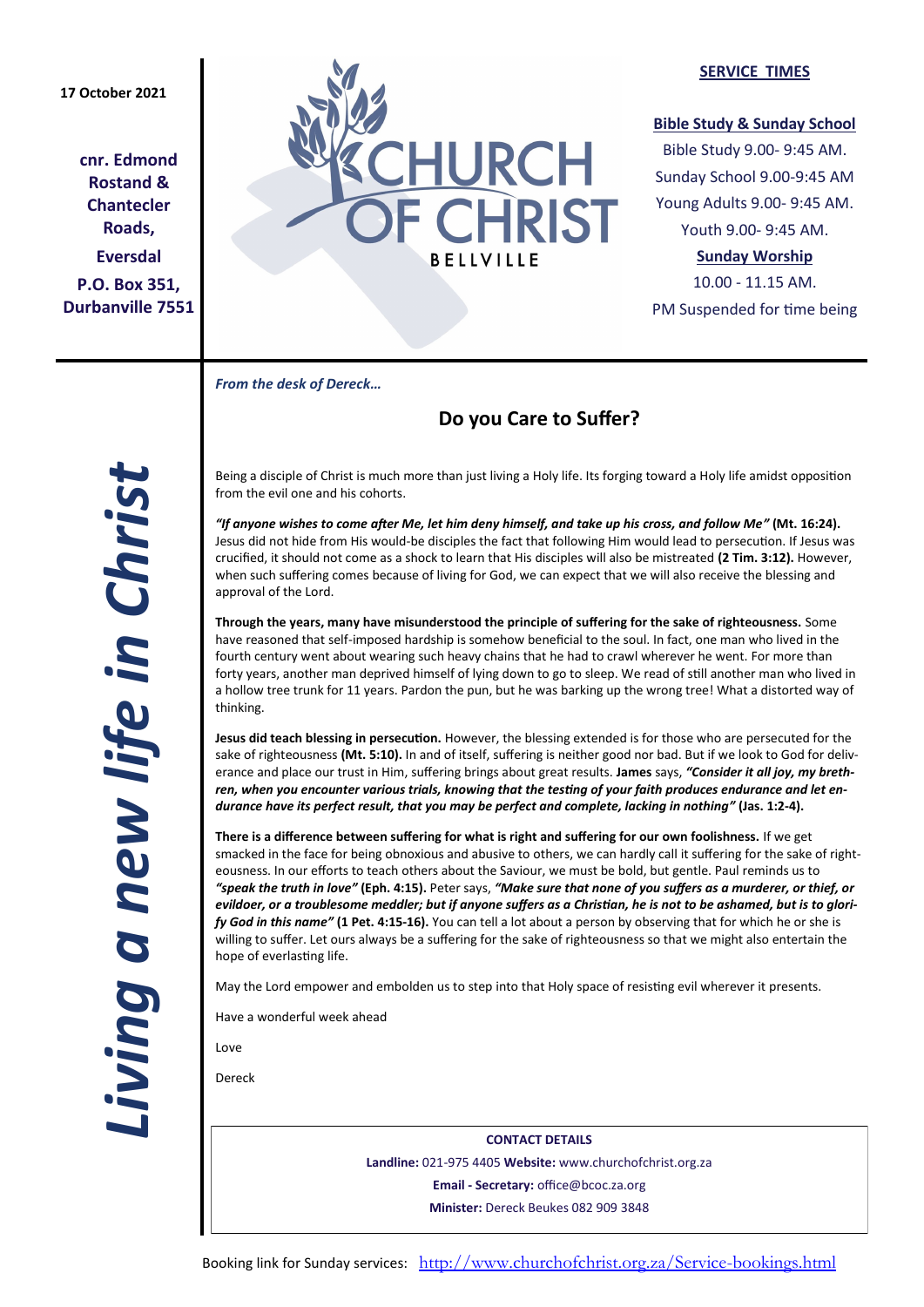17 October 2021

**cnr. Edmond Rostand & Chantecler Roads,**

**Eversdal**

**P.O. Box 351, Durbanville 7551**

# CHURCH OF CHRIST BELLVILLE

**SERVICE TIMES**

**Bible Study & Sunday School**

Bible Study 9.00- 9:45 AM.
Sunday School 9.00-9:45 AM
Young Adults 9.00- 9:45 AM.
Youth 9.00- 9:45 AM.

**Sunday Worship**

10.00 - 11.15 AM.
PM Suspended for time being

*Living a new life in Christ*

***From the desk of Dereck…***

## Do you Care to Suffer?

Being a disciple of Christ is much more than just living a Holy life. Its forging toward a Holy life amidst opposition from the evil one and his cohorts.

***"If anyone wishes to come after Me, let him deny himself, and take up his cross, and follow Me"*** **(Mt. 16:24).** Jesus did not hide from His would-be disciples the fact that following Him would lead to persecution. If Jesus was crucified, it should not come as a shock to learn that His disciples will also be mistreated **(2 Tim. 3:12).** However, when such suffering comes because of living for God, we can expect that we will also receive the blessing and approval of the Lord.

**Through the years, many have misunderstood the principle of suffering for the sake of righteousness.** Some have reasoned that self-imposed hardship is somehow beneficial to the soul. In fact, one man who lived in the fourth century went about wearing such heavy chains that he had to crawl wherever he went. For more than forty years, another man deprived himself of lying down to go to sleep. We read of still another man who lived in a hollow tree trunk for 11 years. Pardon the pun, but he was barking up the wrong tree! What a distorted way of thinking.

**Jesus did teach blessing in persecution.** However, the blessing extended is for those who are persecuted for the sake of righteousness **(Mt. 5:10).** In and of itself, suffering is neither good nor bad. But if we look to God for deliverance and place our trust in Him, suffering brings about great results. **James** says, ***"Consider it all joy, my brethren, when you encounter various trials, knowing that the testing of your faith produces endurance and let endurance have its perfect result, that you may be perfect and complete, lacking in nothing"*** **(Jas. 1:2-4).**

**There is a difference between suffering for what is right and suffering for our own foolishness.** If we get smacked in the face for being obnoxious and abusive to others, we can hardly call it suffering for the sake of righteousness. In our efforts to teach others about the Saviour, we must be bold, but gentle. Paul reminds us to ***"speak the truth in love"*** **(Eph. 4:15).** Peter says, ***"Make sure that none of you suffers as a murderer, or thief, or evildoer, or a troublesome meddler; but if anyone suffers as a Christian, he is not to be ashamed, but is to glorify God in this name"*** **(1 Pet. 4:15-16).** You can tell a lot about a person by observing that for which he or she is willing to suffer. Let ours always be a suffering for the sake of righteousness so that we might also entertain the hope of everlasting life.

May the Lord empower and embolden us to step into that Holy space of resisting evil wherever it presents.

Have a wonderful week ahead

Love

Dereck

**CONTACT DETAILS**

**Landline:** 021-975 4405 **Website:** www.churchofchrist.org.za

**Email - Secretary:** office@bcoc.za.org

**Minister:** Dereck Beukes 082 909 3848

Booking link for Sunday services: http://www.churchofchrist.org.za/Service-bookings.html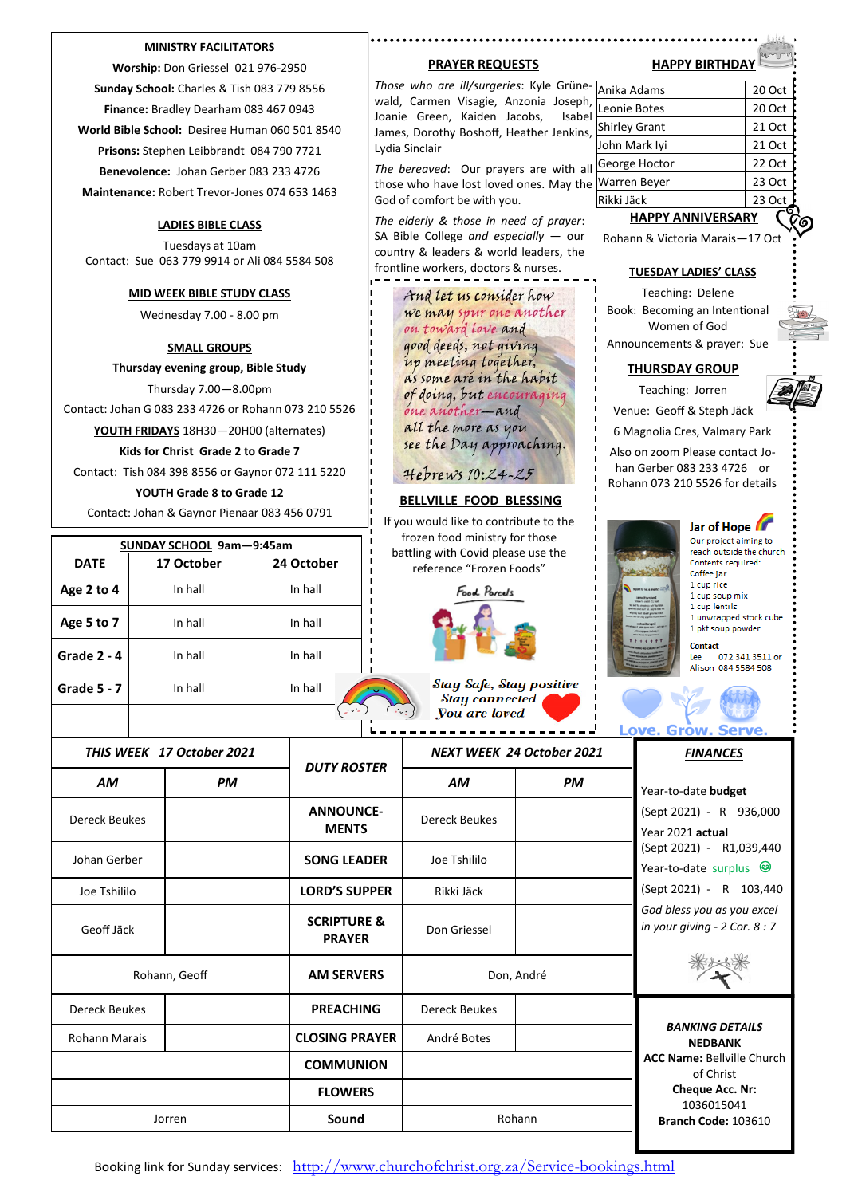## MINISTRY FACILITATORS

**Worship:** Don Griessel 021 976-2950

**Sunday School:** Charles & Tish 083 779 8556

**Finance:** Bradley Dearham 083 467 0943

**World Bible School:** Desiree Human 060 501 8540

**Prisons:** Stephen Leibbrandt 084 790 7721

**Benevolence:** Johan Gerber 083 233 4726

**Maintenance:** Robert Trevor-Jones 074 653 1463

## LADIES BIBLE CLASS

Tuesdays at 10am

Contact: Sue 063 779 9914 or Ali 084 5584 508

## MID WEEK BIBLE STUDY CLASS

Wednesday 7.00 - 8.00 pm

## SMALL GROUPS

**Thursday evening group, Bible Study**

Thursday 7.00—8.00pm

Contact: Johan G 083 233 4726 or Rohann 073 210 5526

**YOUTH FRIDAYS** 18H30—20H00 (alternates)

**Kids for Christ Grade 2 to Grade 7**

Contact: Tish 084 398 8556 or Gaynor 072 111 5220

**YOUTH Grade 8 to Grade 12**

Contact: Johan & Gaynor Pienaar 083 456 0791

| SUNDAY SCHOOL 9am—9:45am | | |
|---|---|---|
| **DATE** | **17 October** | **24 October** |
| **Age 2 to 4** | In hall | In hall |
| **Age 5 to 7** | In hall | In hall |
| **Grade 2 - 4** | In hall | In hall |
| **Grade 5 - 7** | In hall | In hall |

## PRAYER REQUESTS

*Those who are ill/surgeries*: Kyle Grünewald, Carmen Visagie, Anzonia Joseph, Joanie Green, Kaiden Jacobs, Isabel James, Dorothy Boshoff, Heather Jenkins, Lydia Sinclair

*The bereaved*: Our prayers are with all those who have lost loved ones. May the God of comfort be with you.

*The elderly & those in need of prayer*: SA Bible College *and especially* — our country & leaders & world leaders, the frontline workers, doctors & nurses.

*And let us consider how we may spur one another on toward love and good deeds, not giving up meeting together, as some are in the habit of doing, but encouraging one another—and all the more as you see the Day approaching.*

*Hebrews 10:24-25*

## BELLVILLE FOOD BLESSING

If you would like to contribute to the frozen food ministry for those battling with Covid please use the reference "Frozen Foods"

Food Parcels

*Stay Safe, Stay positive*
*Stay connected*
*You are loved*

## HAPPY BIRTHDAY

| | |
|---|---|
| Anika Adams | 20 Oct |
| Leonie Botes | 20 Oct |
| Shirley Grant | 21 Oct |
| John Mark Iyi | 21 Oct |
| George Hoctor | 22 Oct |
| Warren Beyer | 23 Oct |
| Rikki Jäck | 23 Oct |

## HAPPY ANNIVERSARY

Rohann & Victoria Marais—17 Oct

## TUESDAY LADIES' CLASS

Teaching: Delene

Book: Becoming an Intentional Women of God

Announcements & prayer: Sue

## THURSDAY GROUP

Teaching: Jorren

Venue: Geoff & Steph Jäck

6 Magnolia Cres, Valmary Park

Also on zoom Please contact Johan Gerber 083 233 4726 or Rohann 073 210 5526 for details

**Jar of Hope**

Our project aiming to reach outside the church

Contents required:
Coffee jar
1 cup rice
1 cup soup mix
1 cup lentils
1 unwrapped stock cube
1 pkt soup powder

**Contact**
lee 072 341 3511 or
Alison 084 5584 508

Love. Grow. Serve.

| THIS WEEK 17 October 2021 | | DUTY ROSTER | NEXT WEEK 24 October 2021 | |
|---|---|---|---|---|
| **AM** | **PM** | | **AM** | **PM** |
| Dereck Beukes | | **ANNOUNCE-MENTS** | Dereck Beukes | |
| Johan Gerber | | **SONG LEADER** | Joe Tshililo | |
| Joe Tshililo | | **LORD'S SUPPER** | Rikki Jäck | |
| Geoff Jäck | | **SCRIPTURE & PRAYER** | Don Griessel | |
| Rohann, Geoff | | **AM SERVERS** | Don, André | |
| Dereck Beukes | | **PREACHING** | Dereck Beukes | |
| Rohann Marais | | **CLOSING PRAYER** | André Botes | |
| | | **COMMUNION** | | |
| | | **FLOWERS** | | |
| Jorren | | **Sound** | Rohann | |

## FINANCES

Year-to-date **budget**
(Sept 2021) - R 936,000

Year 2021 **actual**
(Sept 2021) - R1,039,440

Year-to-date surplus ☺
(Sept 2021) - R 103,440

*God bless you as you excel in your giving - 2 Cor. 8 : 7*

**BANKING DETAILS**

**NEDBANK**

**ACC Name:** Bellville Church of Christ

**Cheque Acc. Nr:** 1036015041

**Branch Code:** 103610

Booking link for Sunday services: http://www.churchofchrist.org.za/Service-bookings.html